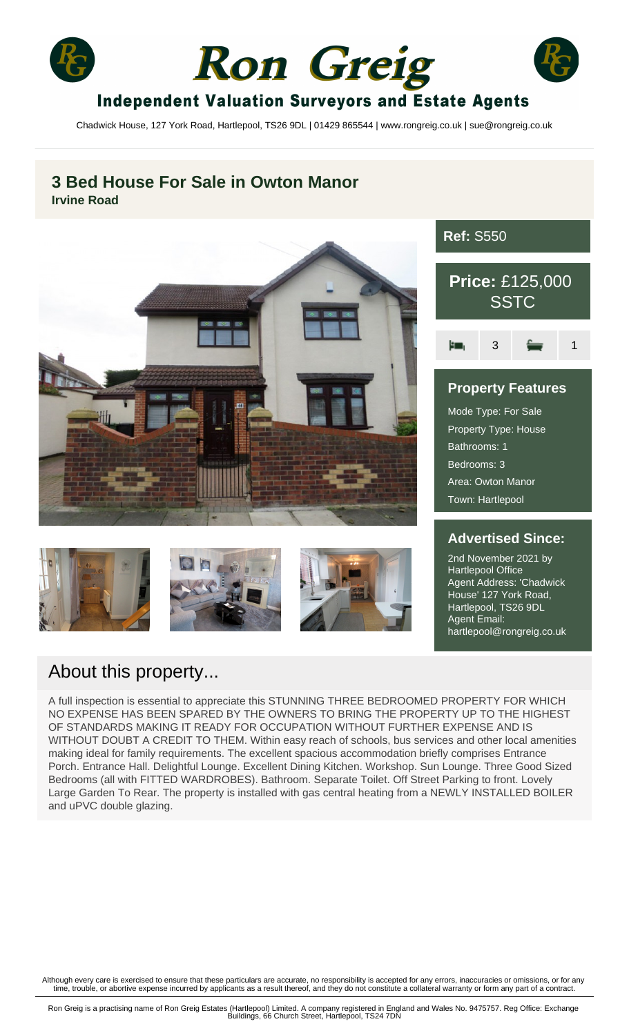# Ron Greig

## Independent Valuation Surveyors and Estate Agents

Chadwick House, 127 York Road, Hartlepool, TS26 9DL | 01429 865544 | www.rongreig.co.uk | sue@rongreig.co.uk

## 3 Bed House For Sale in Owton Manor

**Irvine Road**

**Ref:** S550

**Price:** £125,000 SSTC

3 | 1

### Property Features

Mode Type: For Sale
Property Type: House
Bathrooms: 1
Bedrooms: 3
Area: Owton Manor
Town: Hartlepool

### Advertised Since:

2nd November 2021 by Hartlepool Office
Agent Address: 'Chadwick House' 127 York Road, Hartlepool, TS26 9DL
Agent Email: hartlepool@rongreig.co.uk

## About this property...

A full inspection is essential to appreciate this STUNNING THREE BEDROOMED PROPERTY FOR WHICH NO EXPENSE HAS BEEN SPARED BY THE OWNERS TO BRING THE PROPERTY UP TO THE HIGHEST OF STANDARDS MAKING IT READY FOR OCCUPATION WITHOUT FURTHER EXPENSE AND IS WITHOUT DOUBT A CREDIT TO THEM. Within easy reach of schools, bus services and other local amenities making ideal for family requirements. The excellent spacious accommodation briefly comprises Entrance Porch. Entrance Hall. Delightful Lounge. Excellent Dining Kitchen. Workshop. Sun Lounge. Three Good Sized Bedrooms (all with FITTED WARDROBES). Bathroom. Separate Toilet. Off Street Parking to front. Lovely Large Garden To Rear. The property is installed with gas central heating from a NEWLY INSTALLED BOILER and uPVC double glazing.

Although every care is exercised to ensure that these particulars are accurate, no responsibility is accepted for any errors, inaccuracies or omissions, or for any time, trouble, or abortive expense incurred by applicants as a result thereof, and they do not constitute a collateral warranty or form any part of a contract.

Ron Greig is a practising name of Ron Greig Estates (Hartlepool) Limited. A company registered in England and Wales No. 9475757. Reg Office: Exchange Buildings, 66 Church Street, Hartlepool, TS24 7DN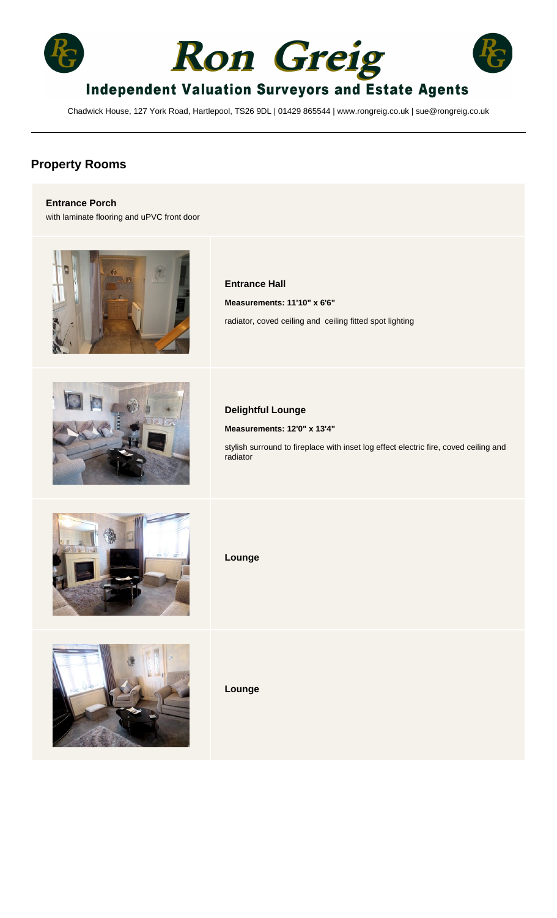# Ron Greig

## Independent Valuation Surveyors and Estate Agents

Chadwick House, 127 York Road, Hartlepool, TS26 9DL | 01429 865544 | www.rongreig.co.uk | sue@rongreig.co.uk

## Property Rooms

**Entrance Porch**

with laminate flooring and uPVC front door

**Entrance Hall**

**Measurements: 11'10" x 6'6"**

radiator, coved ceiling and ceiling fitted spot lighting

**Delightful Lounge**

**Measurements: 12'0" x 13'4"**

stylish surround to fireplace with inset log effect electric fire, coved ceiling and radiator

**Lounge**

**Lounge**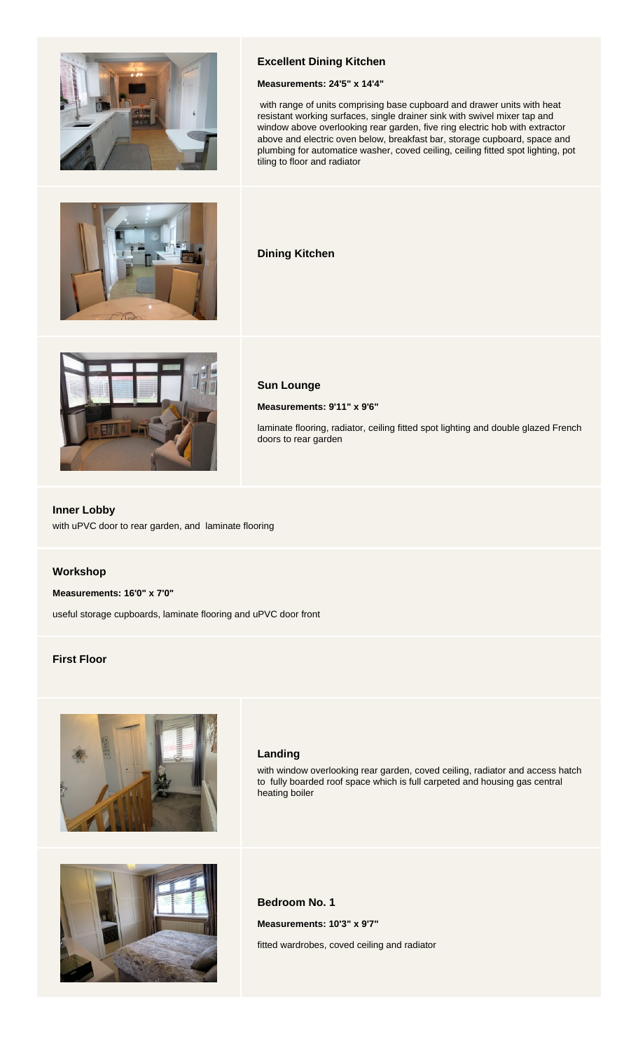### Excellent Dining Kitchen

**Measurements: 24'5" x 14'4"**

with range of units comprising base cupboard and drawer units with heat resistant working surfaces, single drainer sink with swivel mixer tap and window above overlooking rear garden, five ring electric hob with extractor above and electric oven below, breakfast bar, storage cupboard, space and plumbing for automatice washer, coved ceiling, ceiling fitted spot lighting, pot tiling to floor and radiator

### Dining Kitchen

### Sun Lounge

**Measurements: 9'11" x 9'6"**

laminate flooring, radiator, ceiling fitted spot lighting and double glazed French doors to rear garden

### Inner Lobby

with uPVC door to rear garden, and laminate flooring

### Workshop

**Measurements: 16'0" x 7'0"**

useful storage cupboards, laminate flooring and uPVC door front

### First Floor

### Landing

with window overlooking rear garden, coved ceiling, radiator and access hatch to fully boarded roof space which is full carpeted and housing gas central heating boiler

### Bedroom No. 1

**Measurements: 10'3" x 9'7"**

fitted wardrobes, coved ceiling and radiator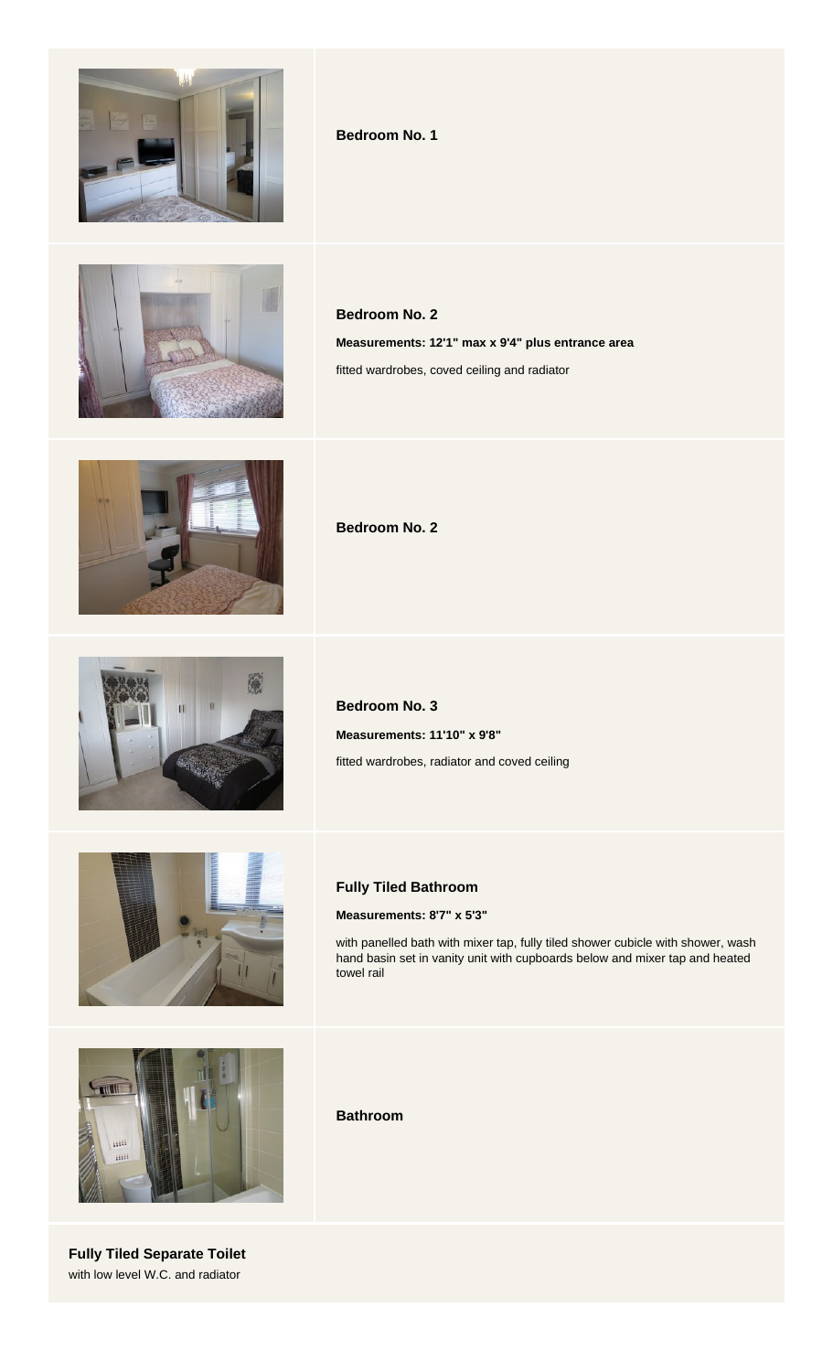**Bedroom No. 1**

**Bedroom No. 2**

**Measurements: 12'1" max x 9'4" plus entrance area**

fitted wardrobes, coved ceiling and radiator

**Bedroom No. 2**

**Bedroom No. 3**

**Measurements: 11'10" x 9'8"**

fitted wardrobes, radiator and coved ceiling

**Fully Tiled Bathroom**

**Measurements: 8'7" x 5'3"**

with panelled bath with mixer tap, fully tiled shower cubicle with shower, wash hand basin set in vanity unit with cupboards below and mixer tap and heated towel rail

**Bathroom**

**Fully Tiled Separate Toilet**
with low level W.C. and radiator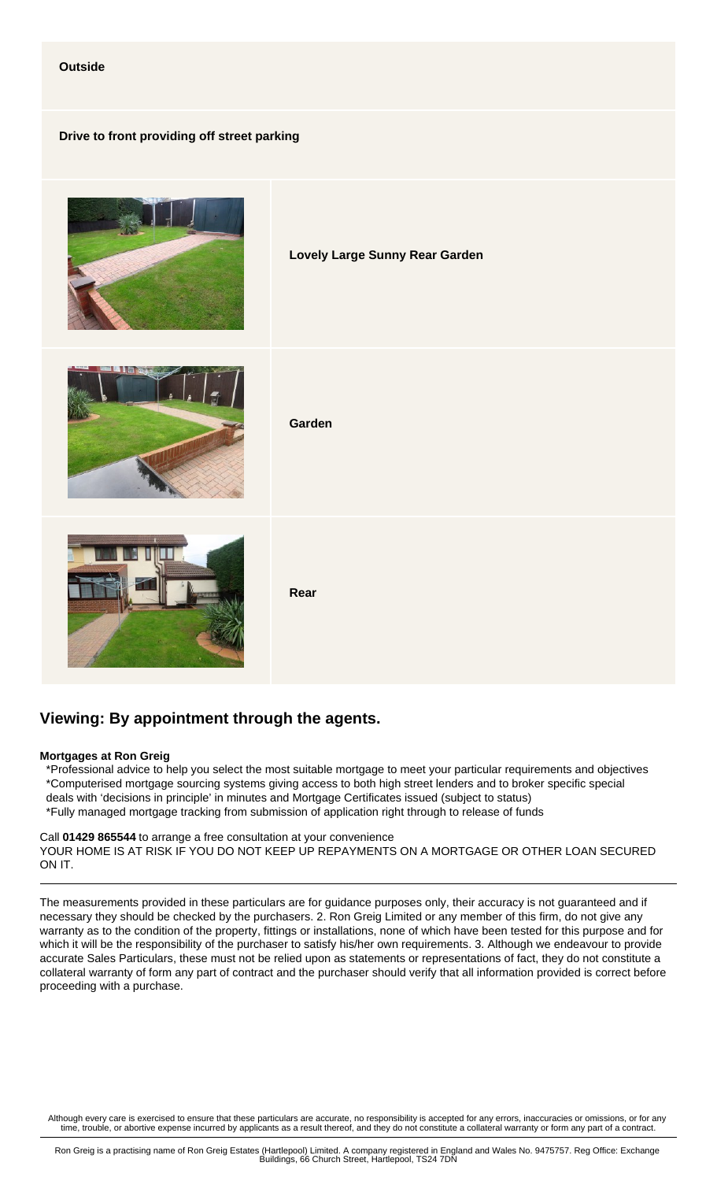**Outside**

**Drive to front providing off street parking**

**Lovely Large Sunny Rear Garden**

**Garden**

**Rear**

## Viewing: By appointment through the agents.

**Mortgages at Ron Greig**

*Professional advice to help you select the most suitable mortgage to meet your particular requirements and objectives
*Computerised mortgage sourcing systems giving access to both high street lenders and to broker specific special deals with 'decisions in principle' in minutes and Mortgage Certificates issued (subject to status)
*Fully managed mortgage tracking from submission of application right through to release of funds

Call **01429 865544** to arrange a free consultation at your convenience
YOUR HOME IS AT RISK IF YOU DO NOT KEEP UP REPAYMENTS ON A MORTGAGE OR OTHER LOAN SECURED ON IT.

---

The measurements provided in these particulars are for guidance purposes only, their accuracy is not guaranteed and if necessary they should be checked by the purchasers. 2. Ron Greig Limited or any member of this firm, do not give any warranty as to the condition of the property, fittings or installations, none of which have been tested for this purpose and for which it will be the responsibility of the purchaser to satisfy his/her own requirements. 3. Although we endeavour to provide accurate Sales Particulars, these must not be relied upon as statements or representations of fact, they do not constitute a collateral warranty of form any part of contract and the purchaser should verify that all information provided is correct before proceeding with a purchase.

Although every care is exercised to ensure that these particulars are accurate, no responsibility is accepted for any errors, inaccuracies or omissions, or for any time, trouble, or abortive expense incurred by applicants as a result thereof, and they do not constitute a collateral warranty or form any part of a contract.

Ron Greig is a practising name of Ron Greig Estates (Hartlepool) Limited. A company registered in England and Wales No. 9475757. Reg Office: Exchange Buildings, 66 Church Street, Hartlepool, TS24 7DN